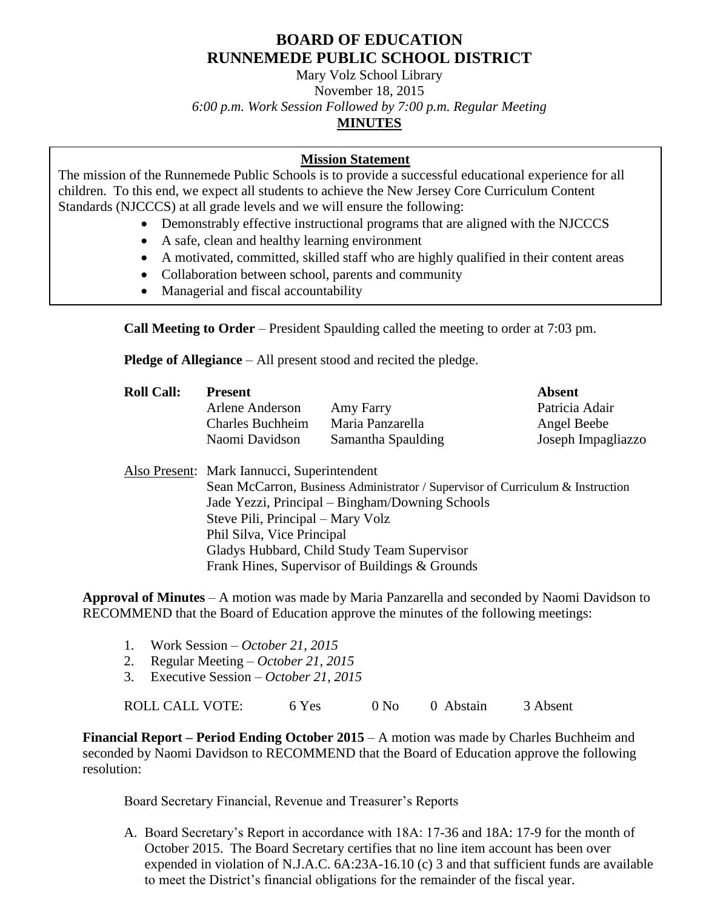# BOARD OF EDUCATION
# RUNNEMEDE PUBLIC SCHOOL DISTRICT

Mary Volz School Library
November 18, 2015
*6:00 p.m. Work Session Followed by 7:00 p.m. Regular Meeting*

**MINUTES**

**Mission Statement**

The mission of the Runnemede Public Schools is to provide a successful educational experience for all children. To this end, we expect all students to achieve the New Jersey Core Curriculum Content Standards (NJCCCS) at all grade levels and we will ensure the following:

- Demonstrably effective instructional programs that are aligned with the NJCCCS
- A safe, clean and healthy learning environment
- A motivated, committed, skilled staff who are highly qualified in their content areas
- Collaboration between school, parents and community
- Managerial and fiscal accountability

**Call Meeting to Order** – President Spaulding called the meeting to order at 7:03 pm.

**Pledge of Allegiance** – All present stood and recited the pledge.

| Roll Call: | Present | | Absent |
|---|---|---|---|
| | Arlene Anderson | Amy Farry | Patricia Adair |
| | Charles Buchheim | Maria Panzarella | Angel Beebe |
| | Naomi Davidson | Samantha Spaulding | Joseph Impagliazzo |

Also Present: Mark Iannucci, Superintendent
Sean McCarron, Business Administrator / Supervisor of Curriculum & Instruction
Jade Yezzi, Principal – Bingham/Downing Schools
Steve Pili, Principal – Mary Volz
Phil Silva, Vice Principal
Gladys Hubbard, Child Study Team Supervisor
Frank Hines, Supervisor of Buildings & Grounds

**Approval of Minutes** – A motion was made by Maria Panzarella and seconded by Naomi Davidson to RECOMMEND that the Board of Education approve the minutes of the following meetings:

1. Work Session – *October 21, 2015*
2. Regular Meeting – *October 21, 2015*
3. Executive Session – *October 21, 2015*

ROLL CALL VOTE: 6 Yes 0 No 0 Abstain 3 Absent

**Financial Report – Period Ending October 2015** – A motion was made by Charles Buchheim and seconded by Naomi Davidson to RECOMMEND that the Board of Education approve the following resolution:

Board Secretary Financial, Revenue and Treasurer's Reports

A. Board Secretary's Report in accordance with 18A: 17-36 and 18A: 17-9 for the month of October 2015. The Board Secretary certifies that no line item account has been over expended in violation of N.J.A.C. 6A:23A-16.10 (c) 3 and that sufficient funds are available to meet the District's financial obligations for the remainder of the fiscal year.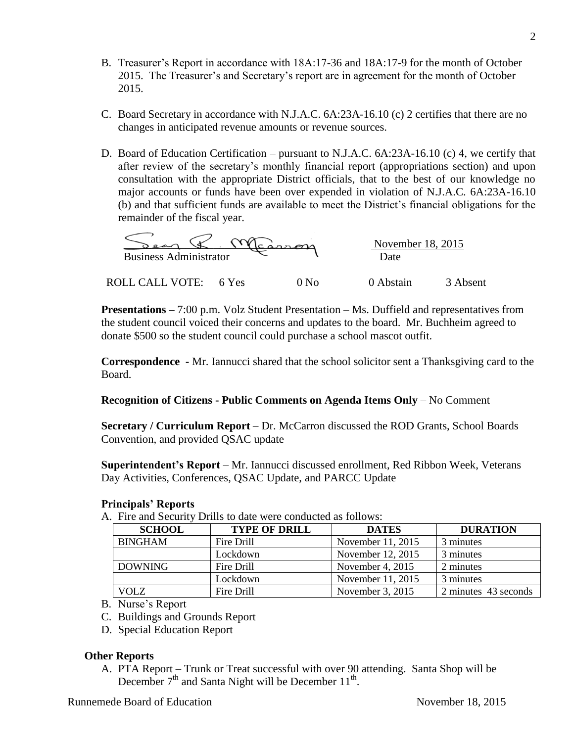B. Treasurer's Report in accordance with 18A:17-36 and 18A:17-9 for the month of October 2015. The Treasurer's and Secretary's report are in agreement for the month of October 2015.

C. Board Secretary in accordance with N.J.A.C. 6A:23A-16.10 (c) 2 certifies that there are no changes in anticipated revenue amounts or revenue sources.

D. Board of Education Certification – pursuant to N.J.A.C. 6A:23A-16.10 (c) 4, we certify that after review of the secretary's monthly financial report (appropriations section) and upon consultation with the appropriate District officials, that to the best of our knowledge no major accounts or funds have been over expended in violation of N.J.A.C. 6A:23A-16.10 (b) and that sufficient funds are available to meet the District's financial obligations for the remainder of the fiscal year.

Sean R. McCarron
Business Administrator

November 18, 2015
Date

ROLL CALL VOTE: 6 Yes 0 No 0 Abstain 3 Absent

**Presentations –** 7:00 p.m. Volz Student Presentation – Ms. Duffield and representatives from the student council voiced their concerns and updates to the board. Mr. Buchheim agreed to donate $500 so the student council could purchase a school mascot outfit.

**Correspondence -** Mr. Iannucci shared that the school solicitor sent a Thanksgiving card to the Board.

**Recognition of Citizens - Public Comments on Agenda Items Only** – No Comment

**Secretary / Curriculum Report** – Dr. McCarron discussed the ROD Grants, School Boards Convention, and provided QSAC update

**Superintendent's Report** – Mr. Iannucci discussed enrollment, Red Ribbon Week, Veterans Day Activities, Conferences, QSAC Update, and PARCC Update

**Principals' Reports**

A. Fire and Security Drills to date were conducted as follows:

| SCHOOL | TYPE OF DRILL | DATES | DURATION |
|---|---|---|---|
| BINGHAM | Fire Drill | November 11, 2015 | 3 minutes |
| | Lockdown | November 12, 2015 | 3 minutes |
| DOWNING | Fire Drill | November 4, 2015 | 2 minutes |
| | Lockdown | November 11, 2015 | 3 minutes |
| VOLZ | Fire Drill | November 3, 2015 | 2 minutes 43 seconds |

B. Nurse's Report
C. Buildings and Grounds Report
D. Special Education Report

**Other Reports**

A. PTA Report – Trunk or Treat successful with over 90 attending. Santa Shop will be December 7th and Santa Night will be December 11th.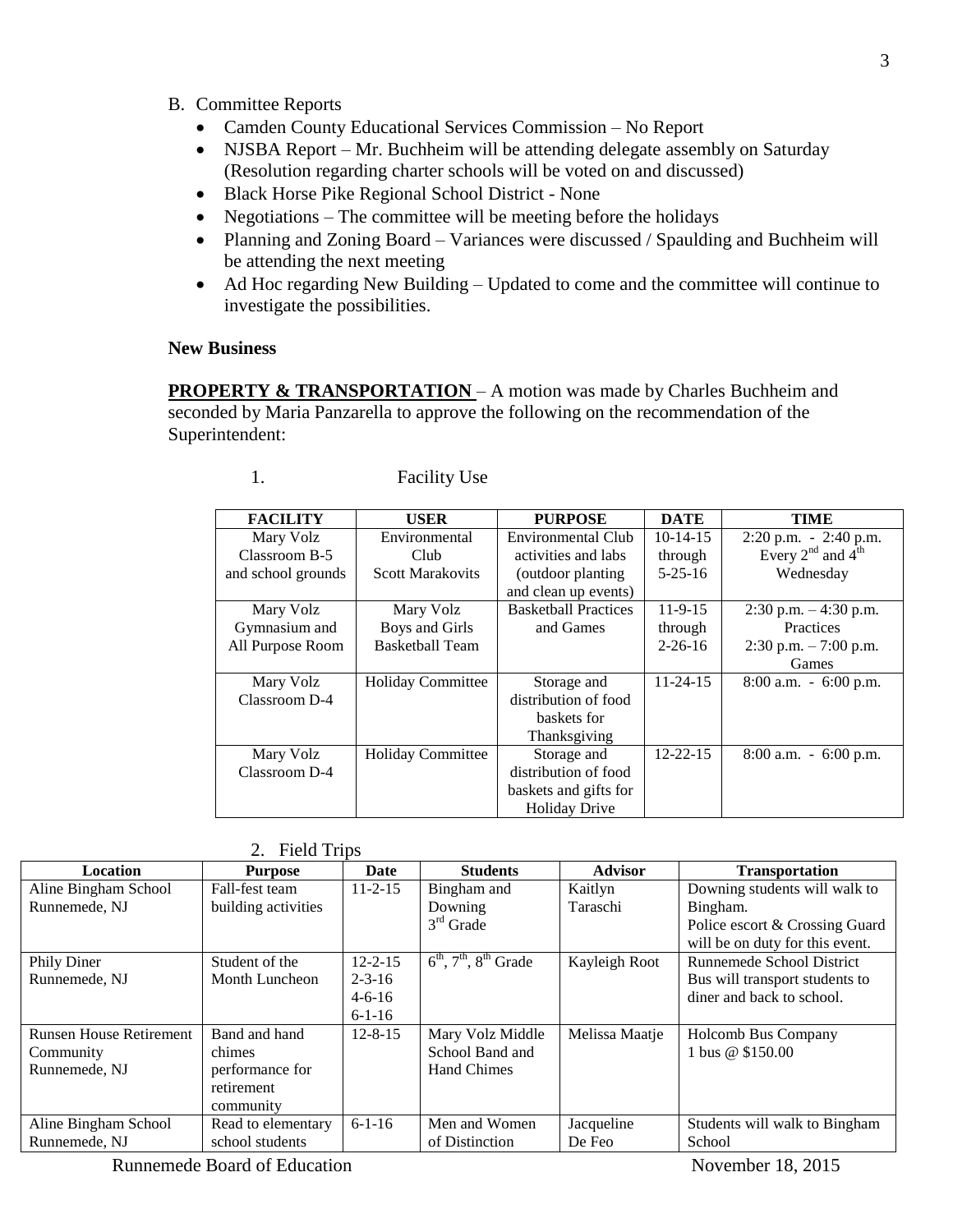B. Committee Reports
   - Camden County Educational Services Commission – No Report
   - NJSBA Report – Mr. Buchheim will be attending delegate assembly on Saturday (Resolution regarding charter schools will be voted on and discussed)
   - Black Horse Pike Regional School District - None
   - Negotiations – The committee will be meeting before the holidays
   - Planning and Zoning Board – Variances were discussed / Spaulding and Buchheim will be attending the next meeting
   - Ad Hoc regarding New Building – Updated to come and the committee will continue to investigate the possibilities.

**New Business**

**PROPERTY & TRANSPORTATION** – A motion was made by Charles Buchheim and seconded by Maria Panzarella to approve the following on the recommendation of the Superintendent:

1. Facility Use

| FACILITY | USER | PURPOSE | DATE | TIME |
|---|---|---|---|---|
| Mary Volz Classroom B-5 and school grounds | Environmental Club Scott Marakovits | Environmental Club activities and labs (outdoor planting and clean up events) | 10-14-15 through 5-25-16 | 2:20 p.m. - 2:40 p.m. Every 2nd and 4th Wednesday |
| Mary Volz Gymnasium and All Purpose Room | Mary Volz Boys and Girls Basketball Team | Basketball Practices and Games | 11-9-15 through 2-26-16 | 2:30 p.m. – 4:30 p.m. Practices 2:30 p.m. – 7:00 p.m. Games |
| Mary Volz Classroom D-4 | Holiday Committee | Storage and distribution of food baskets for Thanksgiving | 11-24-15 | 8:00 a.m. - 6:00 p.m. |
| Mary Volz Classroom D-4 | Holiday Committee | Storage and distribution of food baskets and gifts for Holiday Drive | 12-22-15 | 8:00 a.m. - 6:00 p.m. |

2. Field Trips

| Location | Purpose | Date | Students | Advisor | Transportation |
|---|---|---|---|---|---|
| Aline Bingham School Runnemede, NJ | Fall-fest team building activities | 11-2-15 | Bingham and Downing 3rd Grade | Kaitlyn Taraschi | Downing students will walk to Bingham. Police escort & Crossing Guard will be on duty for this event. |
| Phily Diner Runnemede, NJ | Student of the Month Luncheon | 12-2-15 2-3-16 4-6-16 6-1-16 | 6th, 7th, 8th Grade | Kayleigh Root | Runnemede School District Bus will transport students to diner and back to school. |
| Runsen House Retirement Community Runnemede, NJ | Band and hand chimes performance for retirement community | 12-8-15 | Mary Volz Middle School Band and Hand Chimes | Melissa Maatje | Holcomb Bus Company 1 bus @ $150.00 |
| Aline Bingham School Runnemede, NJ | Read to elementary school students | 6-1-16 | Men and Women of Distinction | Jacqueline De Feo | Students will walk to Bingham School |

Runnemede Board of Education November 18, 2015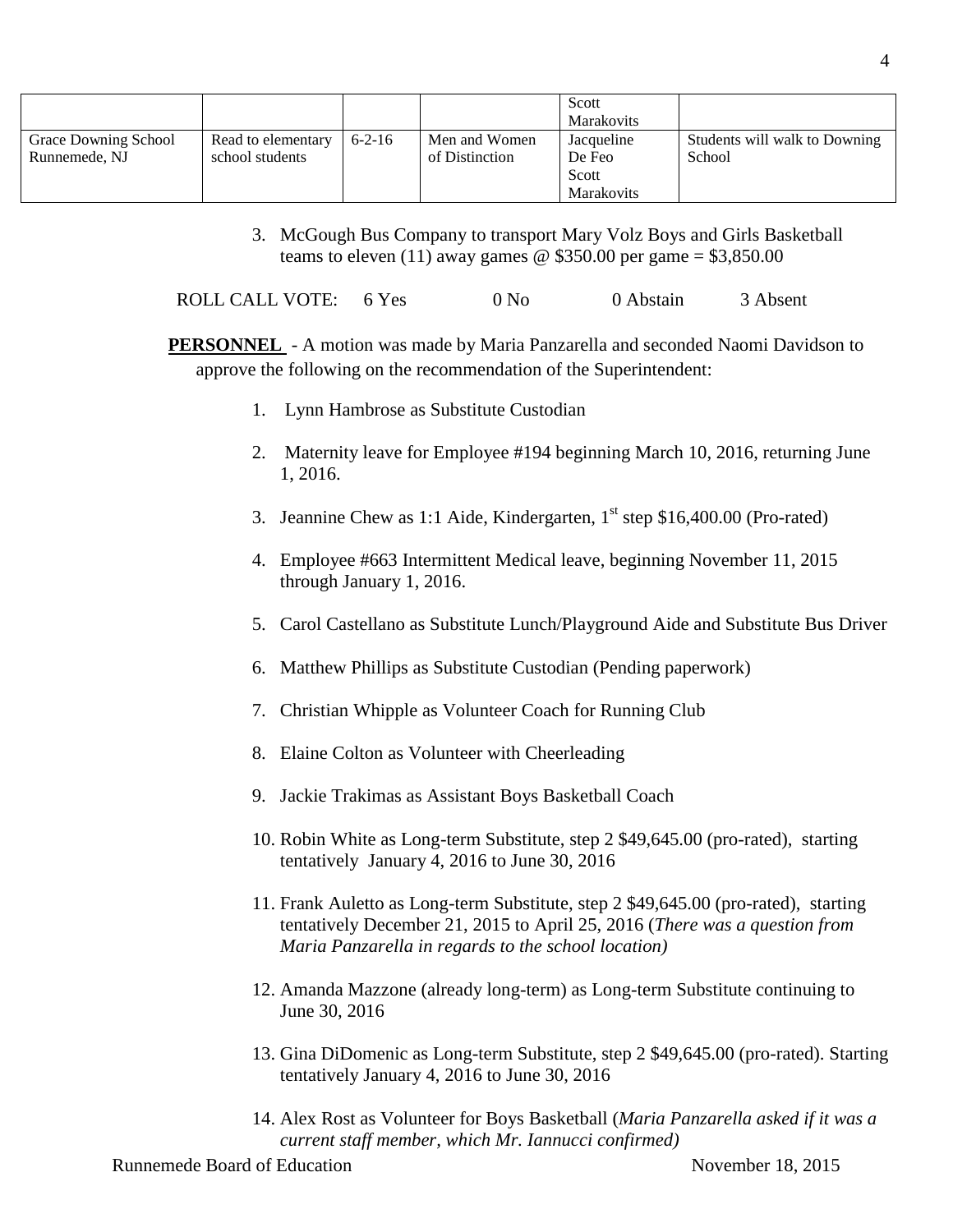| | | | | Scott Marakovits | |
|---|---|---|---|---|---|
| Grace Downing School Runnemede, NJ | Read to elementary school students | 6-2-16 | Men and Women of Distinction | Jacqueline De Feo Scott Marakovits | Students will walk to Downing School |

3. McGough Bus Company to transport Mary Volz Boys and Girls Basketball teams to eleven (11) away games @ $350.00 per game = $3,850.00

ROLL CALL VOTE: 6 Yes 0 No 0 Abstain 3 Absent

**PERSONNEL** - A motion was made by Maria Panzarella and seconded Naomi Davidson to approve the following on the recommendation of the Superintendent:

1. Lynn Hambrose as Substitute Custodian
2. Maternity leave for Employee #194 beginning March 10, 2016, returning June 1, 2016.
3. Jeannine Chew as 1:1 Aide, Kindergarten, 1st step $16,400.00 (Pro-rated)
4. Employee #663 Intermittent Medical leave, beginning November 11, 2015 through January 1, 2016.
5. Carol Castellano as Substitute Lunch/Playground Aide and Substitute Bus Driver
6. Matthew Phillips as Substitute Custodian (Pending paperwork)
7. Christian Whipple as Volunteer Coach for Running Club
8. Elaine Colton as Volunteer with Cheerleading
9. Jackie Trakimas as Assistant Boys Basketball Coach
10. Robin White as Long-term Substitute, step 2 $49,645.00 (pro-rated), starting tentatively January 4, 2016 to June 30, 2016
11. Frank Auletto as Long-term Substitute, step 2 $49,645.00 (pro-rated), starting tentatively December 21, 2015 to April 25, 2016 (*There was a question from Maria Panzarella in regards to the school location)*
12. Amanda Mazzone (already long-term) as Long-term Substitute continuing to June 30, 2016
13. Gina DiDomenic as Long-term Substitute, step 2 $49,645.00 (pro-rated). Starting tentatively January 4, 2016 to June 30, 2016
14. Alex Rost as Volunteer for Boys Basketball (*Maria Panzarella asked if it was a current staff member, which Mr. Iannucci confirmed)*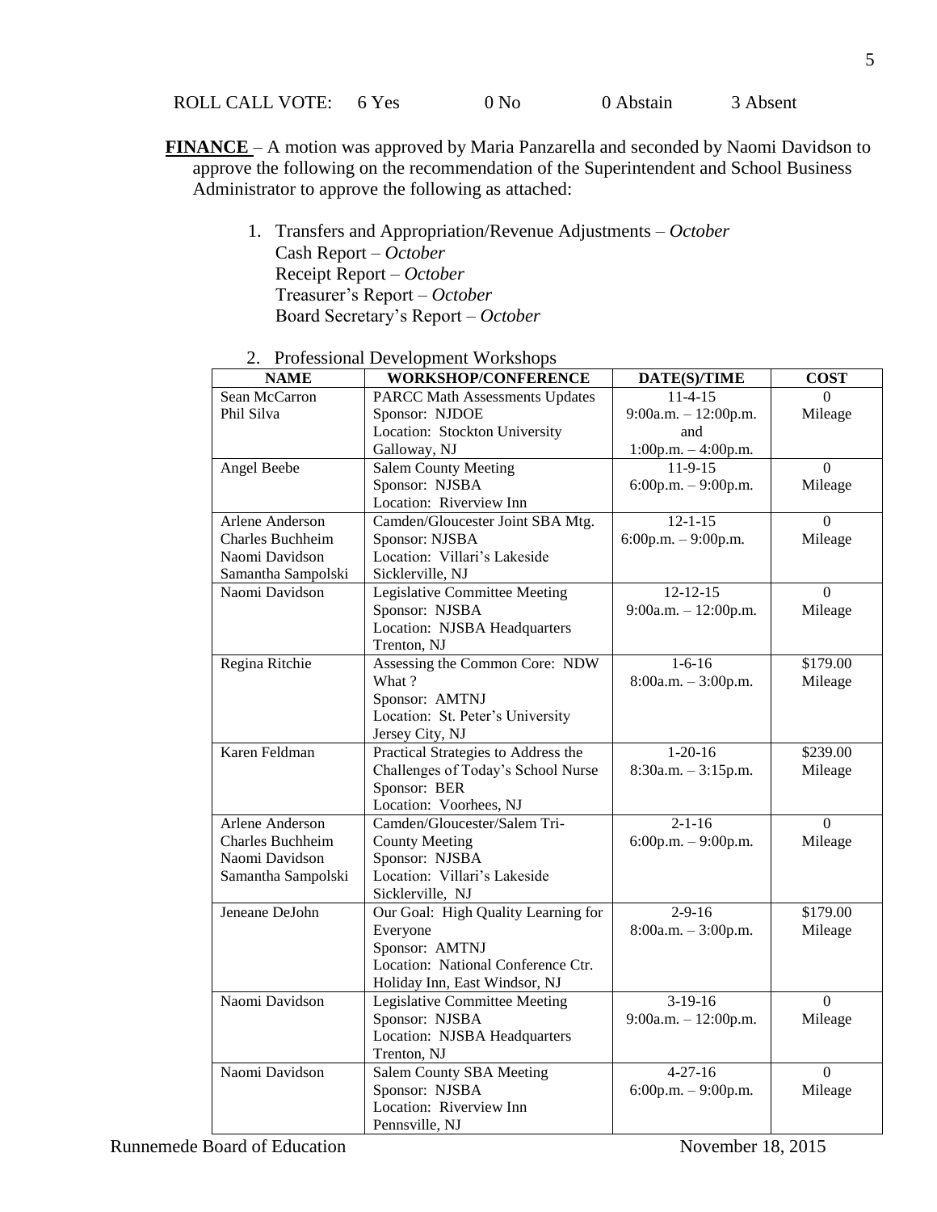ROLL CALL VOTE: 6 Yes 0 No 0 Abstain 3 Absent

**FINANCE** – A motion was approved by Maria Panzarella and seconded by Naomi Davidson to approve the following on the recommendation of the Superintendent and School Business Administrator to approve the following as attached:

1. Transfers and Appropriation/Revenue Adjustments – *October*
   Cash Report – *October*
   Receipt Report – *October*
   Treasurer's Report – *October*
   Board Secretary's Report – *October*

2. Professional Development Workshops

| NAME | WORKSHOP/CONFERENCE | DATE(S)/TIME | COST |
|---|---|---|---|
| Sean McCarron<br>Phil Silva | PARCC Math Assessments Updates<br>Sponsor: NJDOE<br>Location: Stockton University<br>Galloway, NJ | 11-4-15<br>9:00a.m. – 12:00p.m.<br>and<br>1:00p.m. – 4:00p.m. | 0<br>Mileage |
| Angel Beebe | Salem County Meeting<br>Sponsor: NJSBA<br>Location: Riverview Inn | 11-9-15<br>6:00p.m. – 9:00p.m. | 0<br>Mileage |
| Arlene Anderson<br>Charles Buchheim<br>Naomi Davidson<br>Samantha Sampolski | Camden/Gloucester Joint SBA Mtg.<br>Sponsor: NJSBA<br>Location: Villari's Lakeside<br>Sicklerville, NJ | 12-1-15<br>6:00p.m. – 9:00p.m. | 0<br>Mileage |
| Naomi Davidson | Legislative Committee Meeting<br>Sponsor: NJSBA<br>Location: NJSBA Headquarters<br>Trenton, NJ | 12-12-15<br>9:00a.m. – 12:00p.m. | 0<br>Mileage |
| Regina Ritchie | Assessing the Common Core: NDW What ?<br>Sponsor: AMTNJ<br>Location: St. Peter's University<br>Jersey City, NJ | 1-6-16<br>8:00a.m. – 3:00p.m. | $179.00<br>Mileage |
| Karen Feldman | Practical Strategies to Address the Challenges of Today's School Nurse<br>Sponsor: BER<br>Location: Voorhees, NJ | 1-20-16<br>8:30a.m. – 3:15p.m. | $239.00<br>Mileage |
| Arlene Anderson<br>Charles Buchheim<br>Naomi Davidson<br>Samantha Sampolski | Camden/Gloucester/Salem Tri-County Meeting<br>Sponsor: NJSBA<br>Location: Villari's Lakeside<br>Sicklerville, NJ | 2-1-16<br>6:00p.m. – 9:00p.m. | 0<br>Mileage |
| Jeneane DeJohn | Our Goal: High Quality Learning for Everyone<br>Sponsor: AMTNJ<br>Location: National Conference Ctr.<br>Holiday Inn, East Windsor, NJ | 2-9-16<br>8:00a.m. – 3:00p.m. | $179.00<br>Mileage |
| Naomi Davidson | Legislative Committee Meeting<br>Sponsor: NJSBA<br>Location: NJSBA Headquarters<br>Trenton, NJ | 3-19-16<br>9:00a.m. – 12:00p.m. | 0<br>Mileage |
| Naomi Davidson | Salem County SBA Meeting<br>Sponsor: NJSBA<br>Location: Riverview Inn<br>Pennsville, NJ | 4-27-16<br>6:00p.m. – 9:00p.m. | 0<br>Mileage |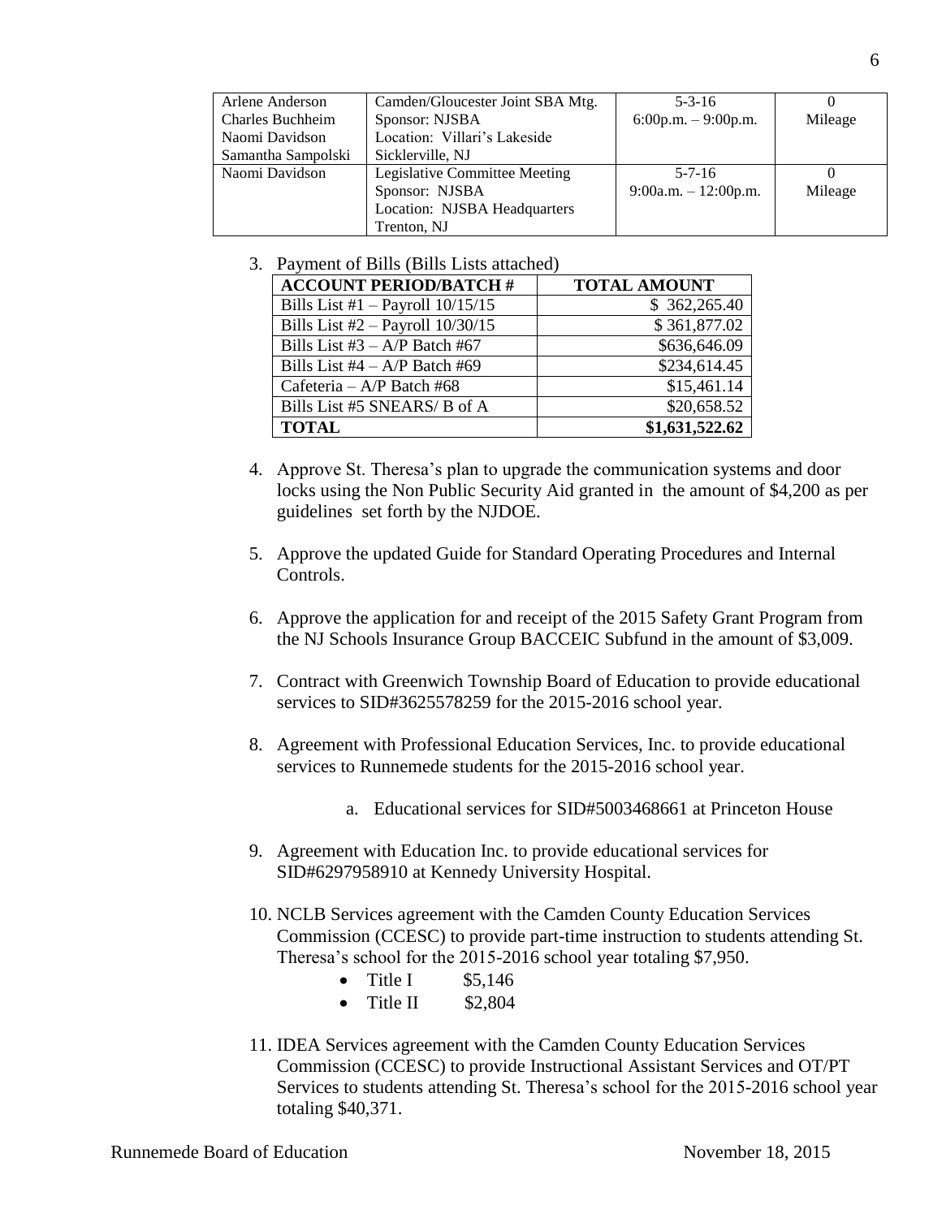| | | | |
|---|---|---|---|
| Arlene Anderson<br>Charles Buchheim<br>Naomi Davidson<br>Samantha Sampolski | Camden/Gloucester Joint SBA Mtg.<br>Sponsor: NJSBA<br>Location: Villari's Lakeside<br>Sicklerville, NJ | 5-3-16<br>6:00p.m. – 9:00p.m. | 0<br>Mileage |
| Naomi Davidson | Legislative Committee Meeting<br>Sponsor: NJSBA<br>Location: NJSBA Headquarters<br>Trenton, NJ | 5-7-16<br>9:00a.m. – 12:00p.m. | 0<br>Mileage |

3. Payment of Bills (Bills Lists attached)

| ACCOUNT PERIOD/BATCH # | TOTAL AMOUNT |
|---|---|
| Bills List #1 – Payroll 10/15/15 | $ 362,265.40 |
| Bills List #2 – Payroll 10/30/15 | $ 361,877.02 |
| Bills List #3 – A/P Batch #67 | $636,646.09 |
| Bills List #4 – A/P Batch #69 | $234,614.45 |
| Cafeteria – A/P Batch #68 | $15,461.14 |
| Bills List #5 SNEARS/ B of A | $20,658.52 |
| **TOTAL** | **$1,631,522.62** |

4. Approve St. Theresa's plan to upgrade the communication systems and door locks using the Non Public Security Aid granted in the amount of $4,200 as per guidelines set forth by the NJDOE.

5. Approve the updated Guide for Standard Operating Procedures and Internal Controls.

6. Approve the application for and receipt of the 2015 Safety Grant Program from the NJ Schools Insurance Group BACCEIC Subfund in the amount of $3,009.

7. Contract with Greenwich Township Board of Education to provide educational services to SID#3625578259 for the 2015-2016 school year.

8. Agreement with Professional Education Services, Inc. to provide educational services to Runnemede students for the 2015-2016 school year.

   a. Educational services for SID#5003468661 at Princeton House

9. Agreement with Education Inc. to provide educational services for SID#6297958910 at Kennedy University Hospital.

10. NCLB Services agreement with the Camden County Education Services Commission (CCESC) to provide part-time instruction to students attending St. Theresa's school for the 2015-2016 school year totaling $7,950.
    - Title I $5,146
    - Title II $2,804

11. IDEA Services agreement with the Camden County Education Services Commission (CCESC) to provide Instructional Assistant Services and OT/PT Services to students attending St. Theresa's school for the 2015-2016 school year totaling $40,371.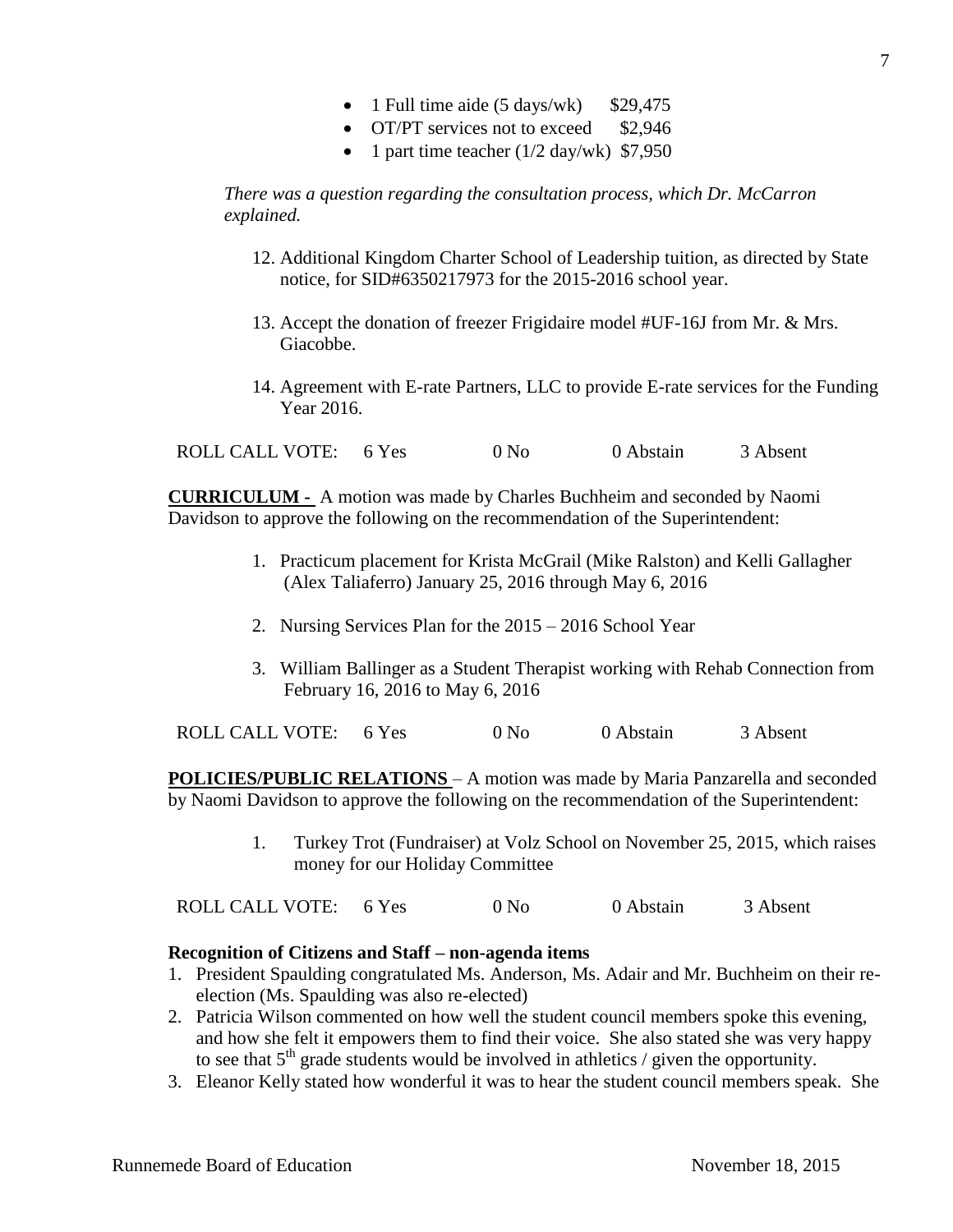- 1 Full time aide (5 days/wk) $29,475
- OT/PT services not to exceed $2,946
- 1 part time teacher (1/2 day/wk) $7,950

*There was a question regarding the consultation process, which Dr. McCarron explained.*

12. Additional Kingdom Charter School of Leadership tuition, as directed by State notice, for SID#6350217973 for the 2015-2016 school year.

13. Accept the donation of freezer Frigidaire model #UF-16J from Mr. & Mrs. Giacobbe.

14. Agreement with E-rate Partners, LLC to provide E-rate services for the Funding Year 2016.

ROLL CALL VOTE: 6 Yes 0 No 0 Abstain 3 Absent

**CURRICULUM -** A motion was made by Charles Buchheim and seconded by Naomi Davidson to approve the following on the recommendation of the Superintendent:

1. Practicum placement for Krista McGrail (Mike Ralston) and Kelli Gallagher (Alex Taliaferro) January 25, 2016 through May 6, 2016

2. Nursing Services Plan for the 2015 – 2016 School Year

3. William Ballinger as a Student Therapist working with Rehab Connection from February 16, 2016 to May 6, 2016

ROLL CALL VOTE: 6 Yes 0 No 0 Abstain 3 Absent

**POLICIES/PUBLIC RELATIONS** – A motion was made by Maria Panzarella and seconded by Naomi Davidson to approve the following on the recommendation of the Superintendent:

1. Turkey Trot (Fundraiser) at Volz School on November 25, 2015, which raises money for our Holiday Committee

ROLL CALL VOTE: 6 Yes 0 No 0 Abstain 3 Absent

**Recognition of Citizens and Staff – non-agenda items**

1. President Spaulding congratulated Ms. Anderson, Ms. Adair and Mr. Buchheim on their re-election (Ms. Spaulding was also re-elected)
2. Patricia Wilson commented on how well the student council members spoke this evening, and how she felt it empowers them to find their voice. She also stated she was very happy to see that 5th grade students would be involved in athletics / given the opportunity.
3. Eleanor Kelly stated how wonderful it was to hear the student council members speak. She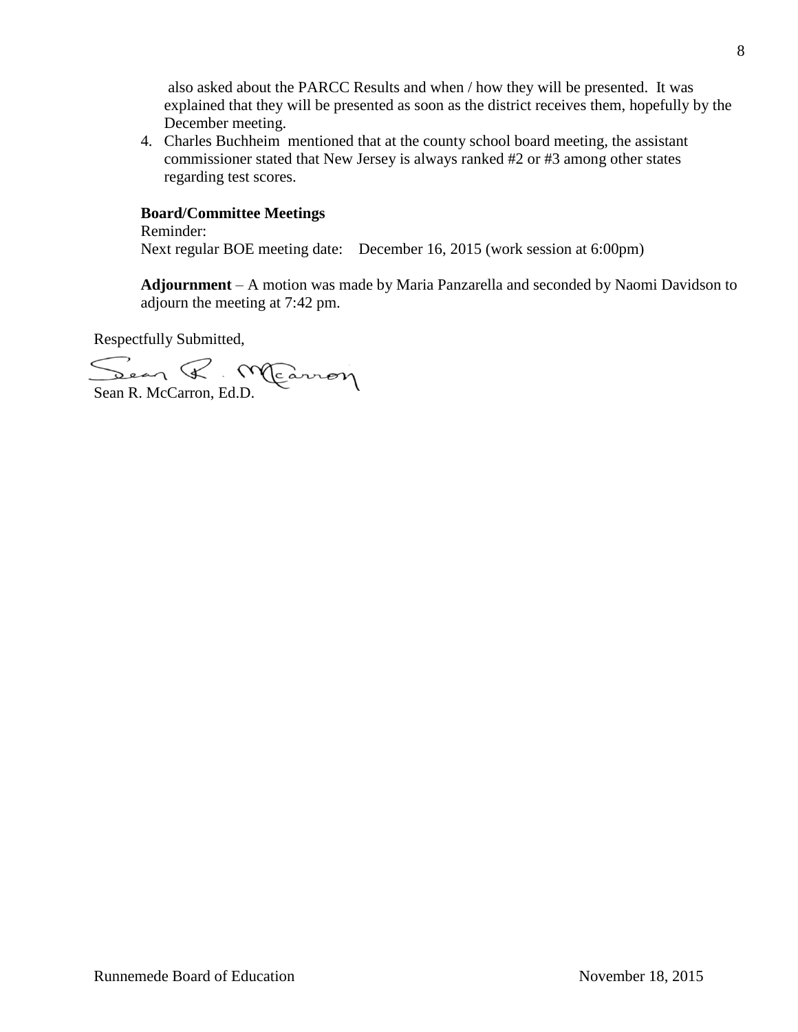also asked about the PARCC Results and when / how they will be presented. It was explained that they will be presented as soon as the district receives them, hopefully by the December meeting.

4. Charles Buchheim mentioned that at the county school board meeting, the assistant commissioner stated that New Jersey is always ranked #2 or #3 among other states regarding test scores.

**Board/Committee Meetings**

Reminder:

Next regular BOE meeting date: December 16, 2015 (work session at 6:00pm)

**Adjournment** – A motion was made by Maria Panzarella and seconded by Naomi Davidson to adjourn the meeting at 7:42 pm.

Respectfully Submitted,

Sean R. McCarron, Ed.D.